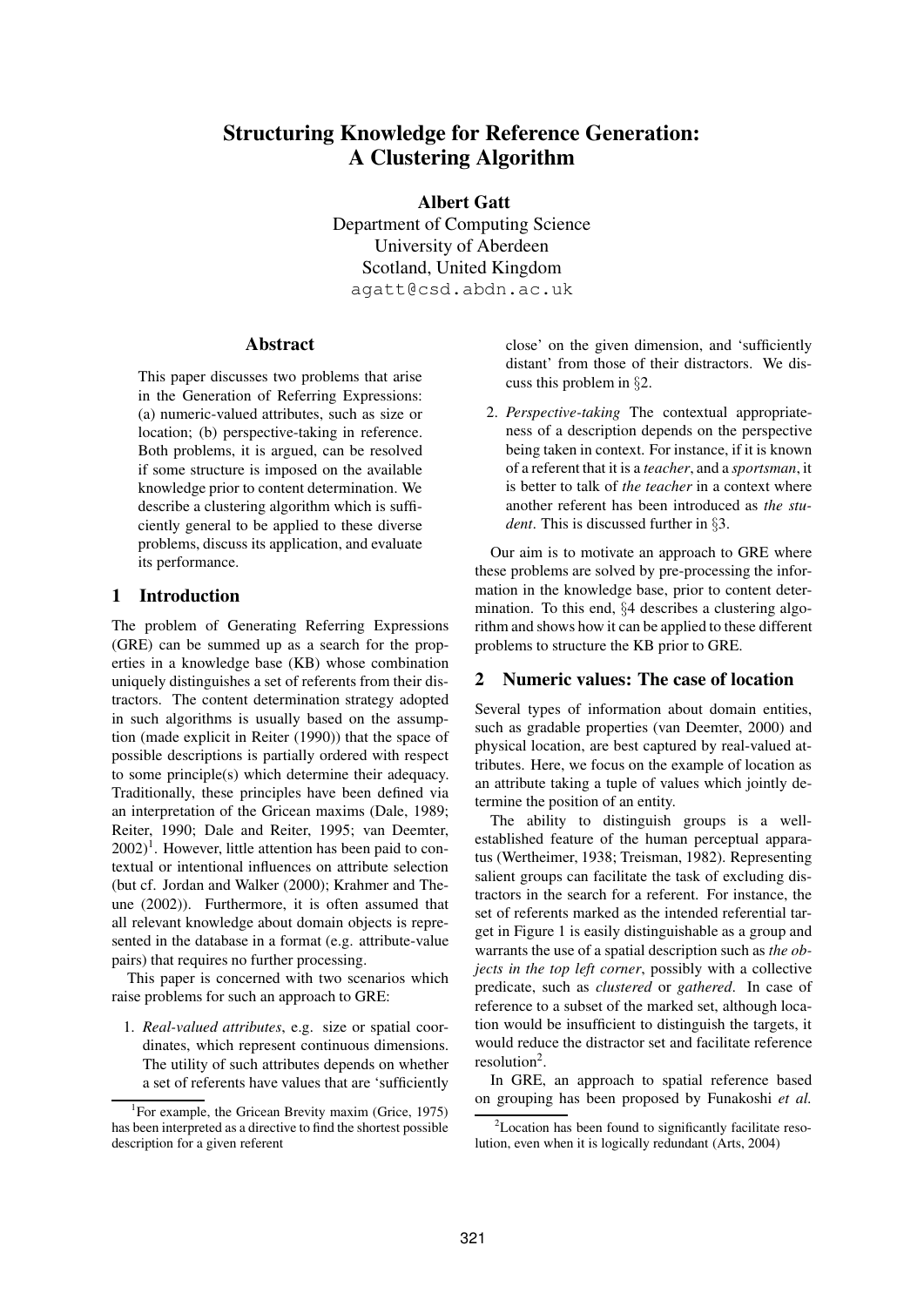# Structuring Knowledge for Reference Generation: A Clustering Algorithm

**Albert Gatt**
Department of Computing Science
University of Aberdeen
Scotland, United Kingdom
agatt@csd.abdn.ac.uk

## Abstract

This paper discusses two problems that arise in the Generation of Referring Expressions: (a) numeric-valued attributes, such as size or location; (b) perspective-taking in reference. Both problems, it is argued, can be resolved if some structure is imposed on the available knowledge prior to content determination. We describe a clustering algorithm which is sufficiently general to be applied to these diverse problems, discuss its application, and evaluate its performance.

## 1 Introduction

The problem of Generating Referring Expressions (GRE) can be summed up as a search for the properties in a knowledge base (KB) whose combination uniquely distinguishes a set of referents from their distractors. The content determination strategy adopted in such algorithms is usually based on the assumption (made explicit in Reiter (1990)) that the space of possible descriptions is partially ordered with respect to some principle(s) which determine their adequacy. Traditionally, these principles have been defined via an interpretation of the Gricean maxims (Dale, 1989; Reiter, 1990; Dale and Reiter, 1995; van Deemter, 2002)[1]. However, little attention has been paid to contextual or intentional influences on attribute selection (but cf. Jordan and Walker (2000); Krahmer and Theune (2002)). Furthermore, it is often assumed that all relevant knowledge about domain objects is represented in the database in a format (e.g. attribute-value pairs) that requires no further processing.

This paper is concerned with two scenarios which raise problems for such an approach to GRE:

1. *Real-valued attributes*, e.g. size or spatial coordinates, which represent continuous dimensions. The utility of such attributes depends on whether a set of referents have values that are 'sufficiently close' on the given dimension, and 'sufficiently distant' from those of their distractors. We discuss this problem in §2.
2. *Perspective-taking* The contextual appropriateness of a description depends on the perspective being taken in context. For instance, if it is known of a referent that it is a *teacher*, and a *sportsman*, it is better to talk of *the teacher* in a context where another referent has been introduced as *the student*. This is discussed further in §3.

Our aim is to motivate an approach to GRE where these problems are solved by pre-processing the information in the knowledge base, prior to content determination. To this end, §4 describes a clustering algorithm and shows how it can be applied to these different problems to structure the KB prior to GRE.

## 2 Numeric values: The case of location

Several types of information about domain entities, such as gradable properties (van Deemter, 2000) and physical location, are best captured by real-valued attributes. Here, we focus on the example of location as an attribute taking a tuple of values which jointly determine the position of an entity.

The ability to distinguish groups is a well-established feature of the human perceptual apparatus (Wertheimer, 1938; Treisman, 1982). Representing salient groups can facilitate the task of excluding distractors in the search for a referent. For instance, the set of referents marked as the intended referential target in Figure 1 is easily distinguishable as a group and warrants the use of a spatial description such as *the objects in the top left corner*, possibly with a collective predicate, such as *clustered* or *gathered*. In case of reference to a subset of the marked set, although location would be insufficient to distinguish the targets, it would reduce the distractor set and facilitate reference resolution[2].

In GRE, an approach to spatial reference based on grouping has been proposed by Funakoshi *et al.*

[1] For example, the Gricean Brevity maxim (Grice, 1975) has been interpreted as a directive to find the shortest possible description for a given referent

[2] Location has been found to significantly facilitate resolution, even when it is logically redundant (Arts, 2004)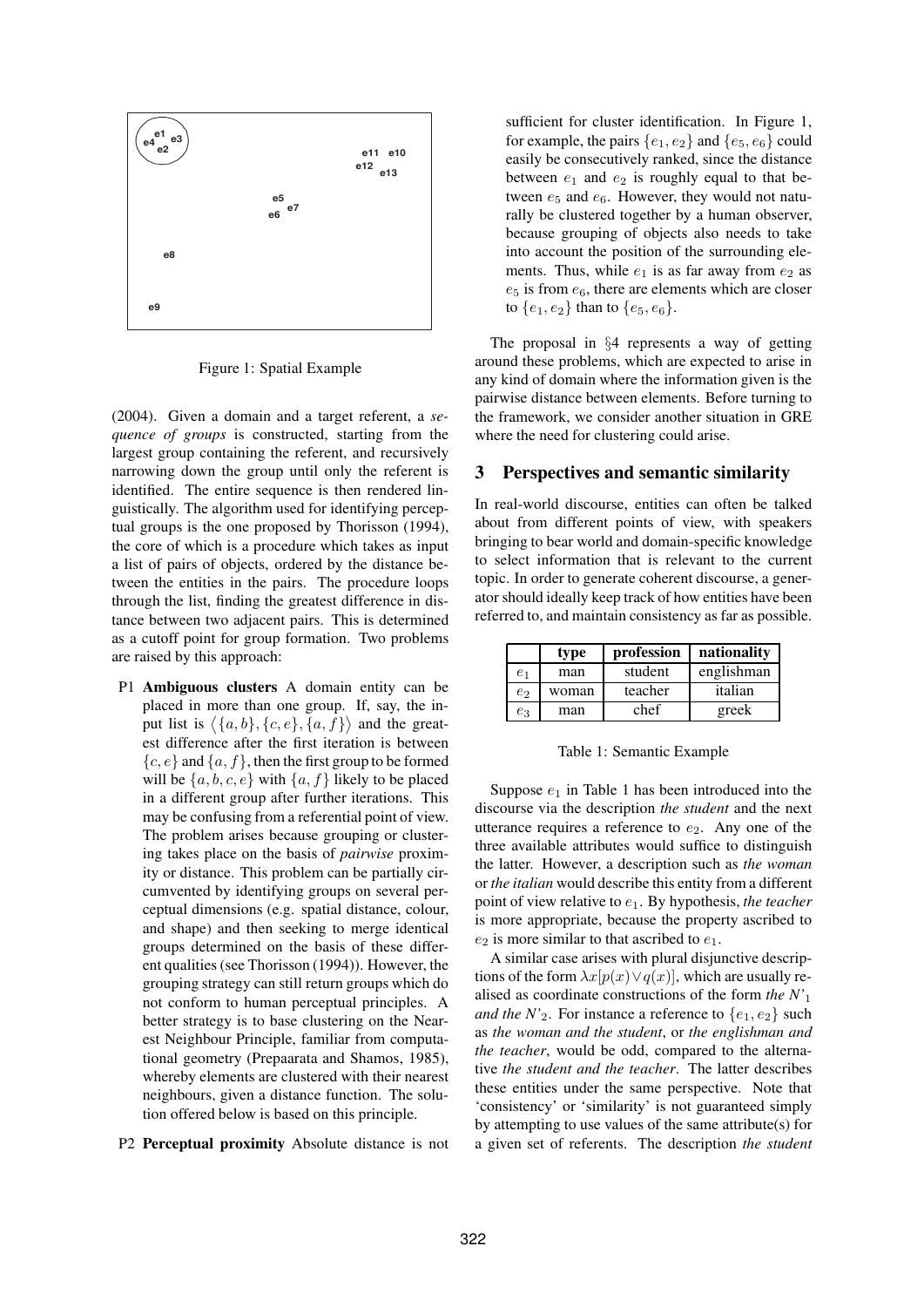Figure 1: Spatial Example

(2004). Given a domain and a target referent, a *sequence of groups* is constructed, starting from the largest group containing the referent, and recursively narrowing down the group until only the referent is identified. The entire sequence is then rendered linguistically. The algorithm used for identifying perceptual groups is the one proposed by Thorisson (1994), the core of which is a procedure which takes as input a list of pairs of objects, ordered by the distance between the entities in the pairs. The procedure loops through the list, finding the greatest difference in distance between two adjacent pairs. This is determined as a cutoff point for group formation. Two problems are raised by this approach:

P1 **Ambiguous clusters** A domain entity can be placed in more than one group. If, say, the input list is $\langle \{a, b\}, \{c, e\}, \{a, f\} \rangle$ and the greatest difference after the first iteration is between $\{c, e\}$ and $\{a, f\}$, then the first group to be formed will be $\{a, b, c, e\}$ with $\{a, f\}$ likely to be placed in a different group after further iterations. This may be confusing from a referential point of view. The problem arises because grouping or clustering takes place on the basis of *pairwise* proximity or distance. This problem can be partially circumvented by identifying groups on several perceptual dimensions (e.g. spatial distance, colour, and shape) and then seeking to merge identical groups determined on the basis of these different qualities (see Thorisson (1994)). However, the grouping strategy can still return groups which do not conform to human perceptual principles. A better strategy is to base clustering on the Nearest Neighbour Principle, familiar from computational geometry (Prepaarata and Shamos, 1985), whereby elements are clustered with their nearest neighbours, given a distance function. The solution offered below is based on this principle.

P2 **Perceptual proximity** Absolute distance is not sufficient for cluster identification. In Figure 1, for example, the pairs $\{e_1, e_2\}$ and $\{e_5, e_6\}$ could easily be consecutively ranked, since the distance between $e_1$ and $e_2$ is roughly equal to that between $e_5$ and $e_6$. However, they would not naturally be clustered together by a human observer, because grouping of objects also needs to take into account the position of the surrounding elements. Thus, while $e_1$ is as far away from $e_2$ as $e_5$ is from $e_6$, there are elements which are closer to $\{e_1, e_2\}$ than to $\{e_5, e_6\}$.

The proposal in §4 represents a way of getting around these problems, which are expected to arise in any kind of domain where the information given is the pairwise distance between elements. Before turning to the framework, we consider another situation in GRE where the need for clustering could arise.

## 3 Perspectives and semantic similarity

In real-world discourse, entities can often be talked about from different points of view, with speakers bringing to bear world and domain-specific knowledge to select information that is relevant to the current topic. In order to generate coherent discourse, a generator should ideally keep track of how entities have been referred to, and maintain consistency as far as possible.

| | **type** | **profession** | **nationality** |
|---|---|---|---|
| $e_1$ | man | student | englishman |
| $e_2$ | woman | teacher | italian |
| $e_3$ | man | chef | greek |

Table 1: Semantic Example

Suppose $e_1$ in Table 1 has been introduced into the discourse via the description *the student* and the next utterance requires a reference to $e_2$. Any one of the three available attributes would suffice to distinguish the latter. However, a description such as *the woman* or *the italian* would describe this entity from a different point of view relative to $e_1$. By hypothesis, *the teacher* is more appropriate, because the property ascribed to $e_2$ is more similar to that ascribed to $e_1$.

A similar case arises with plural disjunctive descriptions of the form $\lambda x[p(x) \vee q(x)]$, which are usually realised as coordinate constructions of the form *the N'*$_1$ *and the N'*$_2$. For instance a reference to $\{e_1, e_2\}$ such as *the woman and the student*, or *the englishman and the teacher*, would be odd, compared to the alternative *the student and the teacher*. The latter describes these entities under the same perspective. Note that 'consistency' or 'similarity' is not guaranteed simply by attempting to use values of the same attribute(s) for a given set of referents. The description *the student*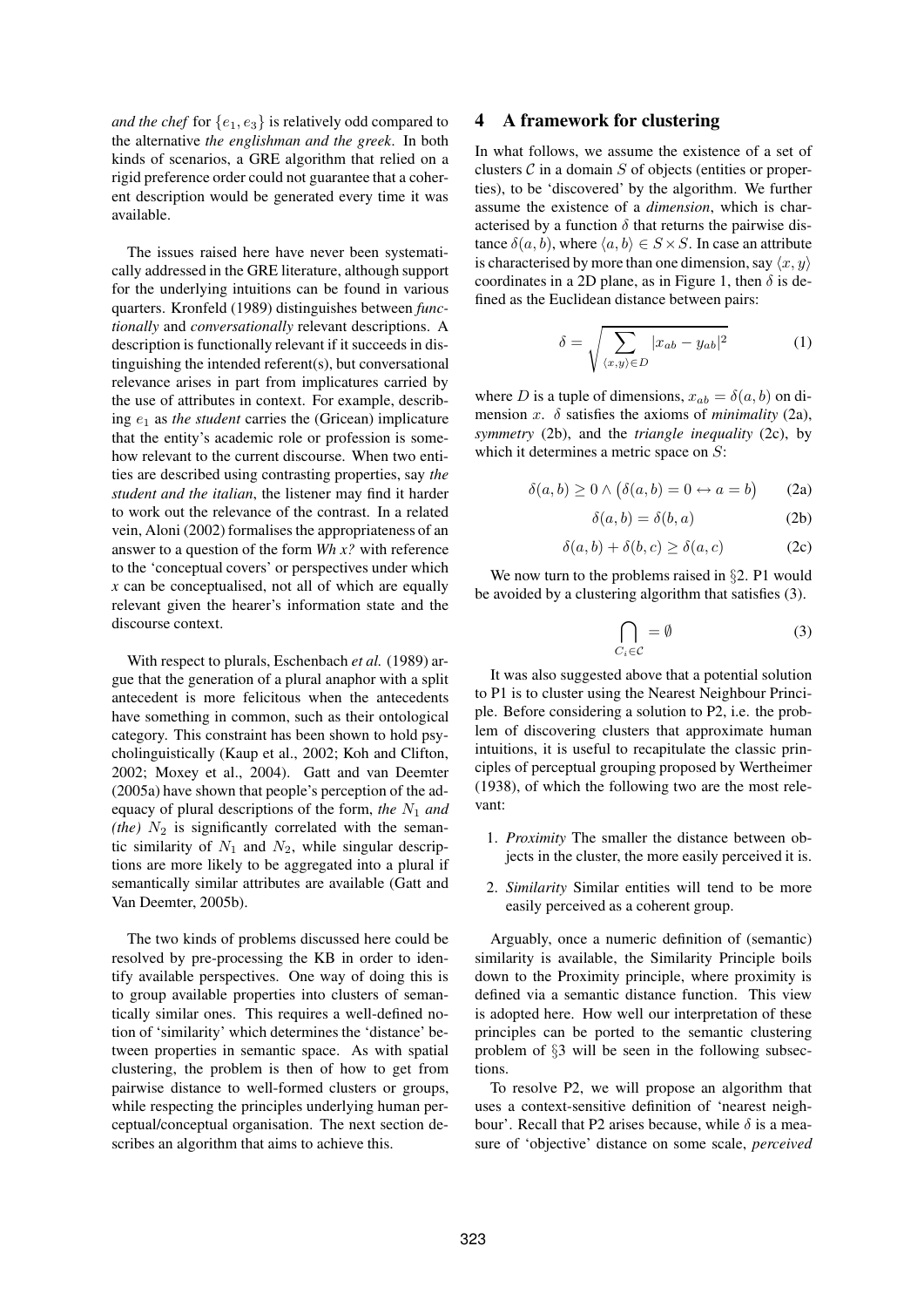*and the chef* for $\{e_1, e_3\}$ is relatively odd compared to the alternative *the englishman and the greek*. In both kinds of scenarios, a GRE algorithm that relied on a rigid preference order could not guarantee that a coherent description would be generated every time it was available.

The issues raised here have never been systematically addressed in the GRE literature, although support for the underlying intuitions can be found in various quarters. Kronfeld (1989) distinguishes between *functionally* and *conversationally* relevant descriptions. A description is functionally relevant if it succeeds in distinguishing the intended referent(s), but conversational relevance arises in part from implicatures carried by the use of attributes in context. For example, describing $e_1$ as *the student* carries the (Gricean) implicature that the entity's academic role or profession is somehow relevant to the current discourse. When two entities are described using contrasting properties, say *the student and the italian*, the listener may find it harder to work out the relevance of the contrast. In a related vein, Aloni (2002) formalises the appropriateness of an answer to a question of the form *Wh x?* with reference to the 'conceptual covers' or perspectives under which *x* can be conceptualised, not all of which are equally relevant given the hearer's information state and the discourse context.

With respect to plurals, Eschenbach *et al.* (1989) argue that the generation of a plural anaphor with a split antecedent is more felicitous when the antecedents have something in common, such as their ontological category. This constraint has been shown to hold psycholinguistically (Kaup et al., 2002; Koh and Clifton, 2002; Moxey et al., 2004). Gatt and van Deemter (2005a) have shown that people's perception of the adequacy of plural descriptions of the form, *the* $N_1$ *and (the)* $N_2$ is significantly correlated with the semantic similarity of $N_1$ and $N_2$, while singular descriptions are more likely to be aggregated into a plural if semantically similar attributes are available (Gatt and Van Deemter, 2005b).

The two kinds of problems discussed here could be resolved by pre-processing the KB in order to identify available perspectives. One way of doing this is to group available properties into clusters of semantically similar ones. This requires a well-defined notion of 'similarity' which determines the 'distance' between properties in semantic space. As with spatial clustering, the problem is then of how to get from pairwise distance to well-formed clusters or groups, while respecting the principles underlying human perceptual/conceptual organisation. The next section describes an algorithm that aims to achieve this.

## 4 A framework for clustering

In what follows, we assume the existence of a set of clusters $\mathcal{C}$ in a domain $S$ of objects (entities or properties), to be 'discovered' by the algorithm. We further assume the existence of a *dimension*, which is characterised by a function $\delta$ that returns the pairwise distance $\delta(a, b)$, where $\langle a, b\rangle \in S \times S$. In case an attribute is characterised by more than one dimension, say $\langle x, y\rangle$ coordinates in a 2D plane, as in Figure 1, then $\delta$ is defined as the Euclidean distance between pairs:

$$\delta = \sqrt{\sum_{\langle x,y\rangle \in D} |x_{ab} - y_{ab}|^2} \tag{1}$$

where $D$ is a tuple of dimensions, $x_{ab} = \delta(a, b)$ on dimension $x$. $\delta$ satisfies the axioms of *minimality* (2a), *symmetry* (2b), and the *triangle inequality* (2c), by which it determines a metric space on $S$:

$$\delta(a, b) \geq 0 \wedge \big(\delta(a, b) = 0 \leftrightarrow a = b\big) \tag{2a}$$

$$\delta(a, b) = \delta(b, a) \tag{2b}$$

$$\delta(a, b) + \delta(b, c) \geq \delta(a, c) \tag{2c}$$

We now turn to the problems raised in §2. P1 would be avoided by a clustering algorithm that satisfies (3).

$$\bigcap_{C_i \in \mathcal{C}} = \emptyset \tag{3}$$

It was also suggested above that a potential solution to P1 is to cluster using the Nearest Neighbour Principle. Before considering a solution to P2, i.e. the problem of discovering clusters that approximate human intuitions, it is useful to recapitulate the classic principles of perceptual grouping proposed by Wertheimer (1938), of which the following two are the most relevant:

1. *Proximity* The smaller the distance between objects in the cluster, the more easily perceived it is.
2. *Similarity* Similar entities will tend to be more easily perceived as a coherent group.

Arguably, once a numeric definition of (semantic) similarity is available, the Similarity Principle boils down to the Proximity principle, where proximity is defined via a semantic distance function. This view is adopted here. How well our interpretation of these principles can be ported to the semantic clustering problem of §3 will be seen in the following subsections.

To resolve P2, we will propose an algorithm that uses a context-sensitive definition of 'nearest neighbour'. Recall that P2 arises because, while $\delta$ is a measure of 'objective' distance on some scale, *perceived*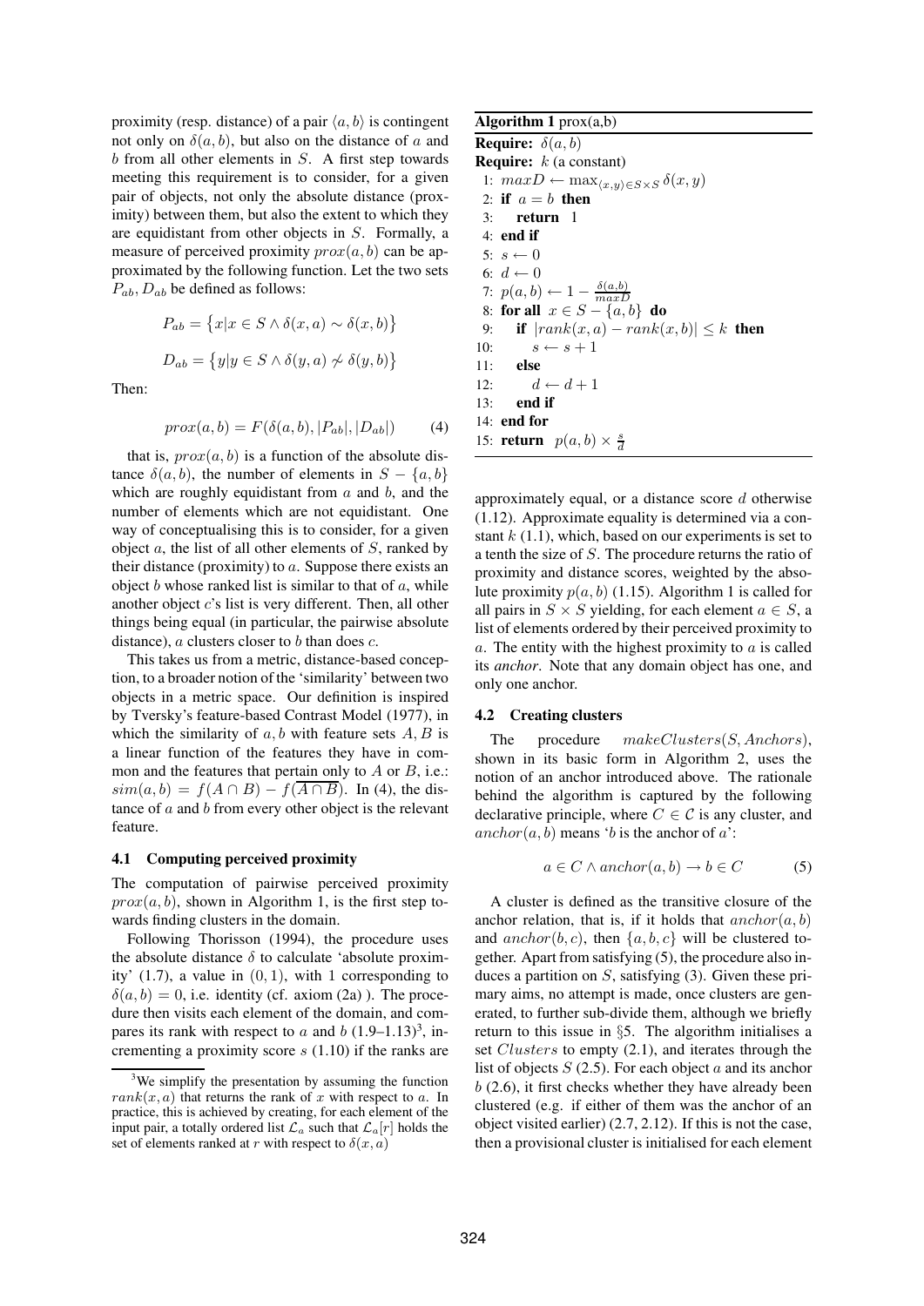proximity (resp. distance) of a pair $\langle a, b \rangle$ is contingent not only on $\delta(a, b)$, but also on the distance of $a$ and $b$ from all other elements in $S$. A first step towards meeting this requirement is to consider, for a given pair of objects, not only the absolute distance (proximity) between them, but also the extent to which they are equidistant from other objects in $S$. Formally, a measure of perceived proximity $prox(a, b)$ can be approximated by the following function. Let the two sets $P_{ab}, D_{ab}$ be defined as follows:

$$P_{ab} = \{x | x \in S \wedge \delta(x, a) \sim \delta(x, b)\}$$

$$D_{ab} = \{y | y \in S \wedge \delta(y, a) \not\sim \delta(y, b)\}$$

Then:

$$prox(a, b) = F(\delta(a, b), |P_{ab}|, |D_{ab}|) \qquad (4)$$

that is, $prox(a, b)$ is a function of the absolute distance $\delta(a, b)$, the number of elements in $S - \{a, b\}$ which are roughly equidistant from $a$ and $b$, and the number of elements which are not equidistant. One way of conceptualising this is to consider, for a given object $a$, the list of all other elements of $S$, ranked by their distance (proximity) to $a$. Suppose there exists an object $b$ whose ranked list is similar to that of $a$, while another object $c$'s list is very different. Then, all other things being equal (in particular, the pairwise absolute distance), $a$ clusters closer to $b$ than does $c$.

This takes us from a metric, distance-based conception, to a broader notion of the 'similarity' between two objects in a metric space. Our definition is inspired by Tversky's feature-based Contrast Model (1977), in which the similarity of $a, b$ with feature sets $A, B$ is a linear function of the features they have in common and the features that pertain only to $A$ or $B$, i.e.: $sim(a, b) = f(A \cap B) - f(\overline{A \cap B})$. In (4), the distance of $a$ and $b$ from every other object is the relevant feature.

### 4.1 Computing perceived proximity

The computation of pairwise perceived proximity $prox(a, b)$, shown in Algorithm 1, is the first step towards finding clusters in the domain.

Following Thorisson (1994), the procedure uses the absolute distance $\delta$ to calculate 'absolute proximity' (1.7), a value in $(0, 1)$, with 1 corresponding to $\delta(a, b) = 0$, i.e. identity (cf. axiom (2a) ). The procedure then visits each element of the domain, and compares its rank with respect to $a$ and $b$ (1.9–1.13)[3], incrementing a proximity score $s$ (1.10) if the ranks are approximately equal, or a distance score $d$ otherwise (1.12). Approximate equality is determined via a constant $k$ (1.1), which, based on our experiments is set to a tenth the size of $S$. The procedure returns the ratio of proximity and distance scores, weighted by the absolute proximity $p(a, b)$ (1.15). Algorithm 1 is called for all pairs in $S \times S$ yielding, for each element $a \in S$, a list of elements ordered by their perceived proximity to $a$. The entity with the highest proximity to $a$ is called its *anchor*. Note that any domain object has one, and only one anchor.

[3] We simplify the presentation by assuming the function $rank(x, a)$ that returns the rank of $x$ with respect to $a$. In practice, this is achieved by creating, for each element of the input pair, a totally ordered list $\mathcal{L}_a$ such that $\mathcal{L}_a[r]$ holds the set of elements ranked at $r$ with respect to $\delta(x, a)$

**Algorithm 1** prox(a,b)

**Require:** $\delta(a, b)$
**Require:** $k$ (a constant)
1: $maxD \leftarrow \max_{\langle x,y \rangle \in S \times S} \delta(x, y)$
2: **if** $a = b$ **then**
3: &nbsp;&nbsp;&nbsp;&nbsp;**return** 1
4: **end if**
5: $s \leftarrow 0$
6: $d \leftarrow 0$
7: $p(a, b) \leftarrow 1 - \frac{\delta(a,b)}{maxD}$
8: **for all** $x \in S - \{a, b\}$ **do**
9: &nbsp;&nbsp;&nbsp;&nbsp;**if** $|rank(x, a) - rank(x, b)| \leq k$ **then**
10: &nbsp;&nbsp;&nbsp;&nbsp;&nbsp;&nbsp;&nbsp;&nbsp;$s \leftarrow s + 1$
11: &nbsp;&nbsp;&nbsp;&nbsp;**else**
12: &nbsp;&nbsp;&nbsp;&nbsp;&nbsp;&nbsp;&nbsp;&nbsp;$d \leftarrow d + 1$
13: &nbsp;&nbsp;&nbsp;&nbsp;**end if**
14: **end for**
15: **return** $p(a, b) \times \frac{s}{d}$

### 4.2 Creating clusters

The procedure $makeClusters(S, Anchors)$, shown in its basic form in Algorithm 2, uses the notion of an anchor introduced above. The rationale behind the algorithm is captured by the following declarative principle, where $C \in \mathcal{C}$ is any cluster, and $anchor(a, b)$ means '$b$ is the anchor of $a$':

$$a \in C \wedge anchor(a, b) \rightarrow b \in C \qquad (5)$$

A cluster is defined as the transitive closure of the anchor relation, that is, if it holds that $anchor(a, b)$ and $anchor(b, c)$, then $\{a, b, c\}$ will be clustered together. Apart from satisfying (5), the procedure also induces a partition on $S$, satisfying (3). Given these primary aims, no attempt is made, once clusters are generated, to further sub-divide them, although we briefly return to this issue in §5. The algorithm initialises a set $Clusters$ to empty (2.1), and iterates through the list of objects $S$ (2.5). For each object $a$ and its anchor $b$ (2.6), it first checks whether they have already been clustered (e.g. if either of them was the anchor of an object visited earlier) (2.7, 2.12). If this is not the case, then a provisional cluster is initialised for each element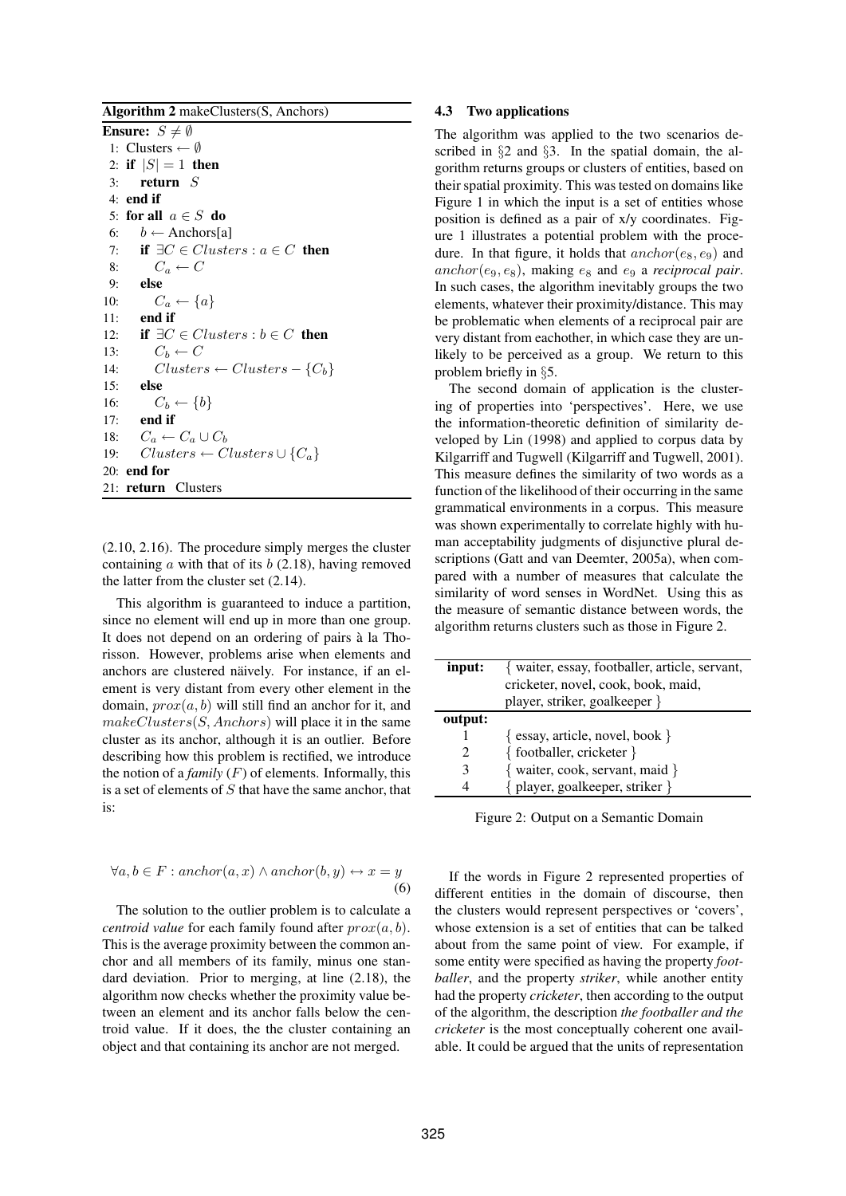**Algorithm 2** makeClusters(S, Anchors)

```
Ensure: S ≠ ∅
 1: Clusters ← ∅
 2: if |S| = 1 then
 3:    return S
 4: end if
 5: for all a ∈ S do
 6:    b ← Anchors[a]
 7:    if ∃C ∈ Clusters : a ∈ C then
 8:       C_a ← C
 9:    else
10:       C_a ← {a}
11:    end if
12:    if ∃C ∈ Clusters : b ∈ C then
13:       C_b ← C
14:       Clusters ← Clusters − {C_b}
15:    else
16:       C_b ← {b}
17:    end if
18:    C_a ← C_a ∪ C_b
19:    Clusters ← Clusters ∪ {C_a}
20: end for
21: return Clusters
```

(2.10, 2.16). The procedure simply merges the cluster containing $a$ with that of its $b$ (2.18), having removed the latter from the cluster set (2.14).

This algorithm is guaranteed to induce a partition, since no element will end up in more than one group. It does not depend on an ordering of pairs à la Thorisson. However, problems arise when elements and anchors are clustered näively. For instance, if an element is very distant from every other element in the domain, $prox(a, b)$ will still find an anchor for it, and $makeClusters(S, Anchors)$ will place it in the same cluster as its anchor, although it is an outlier. Before describing how this problem is rectified, we introduce the notion of a *family* ($F$) of elements. Informally, this is a set of elements of $S$ that have the same anchor, that is:

$$\forall a, b \in F : anchor(a, x) \wedge anchor(b, y) \leftrightarrow x = y \tag{6}$$

The solution to the outlier problem is to calculate a *centroid value* for each family found after $prox(a, b)$. This is the average proximity between the common anchor and all members of its family, minus one standard deviation. Prior to merging, at line (2.18), the algorithm now checks whether the proximity value between an element and its anchor falls below the centroid value. If it does, the the cluster containing an object and that containing its anchor are not merged.

### 4.3 Two applications

The algorithm was applied to the two scenarios described in §2 and §3. In the spatial domain, the algorithm returns groups or clusters of entities, based on their spatial proximity. This was tested on domains like Figure 1 in which the input is a set of entities whose position is defined as a pair of x/y coordinates. Figure 1 illustrates a potential problem with the procedure. In that figure, it holds that $anchor(e_8, e_9)$ and $anchor(e_9, e_8)$, making $e_8$ and $e_9$ a *reciprocal pair*. In such cases, the algorithm inevitably groups the two elements, whatever their proximity/distance. This may be problematic when elements of a reciprocal pair are very distant from eachother, in which case they are unlikely to be perceived as a group. We return to this problem briefly in §5.

The second domain of application is the clustering of properties into 'perspectives'. Here, we use the information-theoretic definition of similarity developed by Lin (1998) and applied to corpus data by Kilgarriff and Tugwell (Kilgarriff and Tugwell, 2001). This measure defines the similarity of two words as a function of the likelihood of their occurring in the same grammatical environments in a corpus. This measure was shown experimentally to correlate highly with human acceptability judgments of disjunctive plural descriptions (Gatt and van Deemter, 2005a), when compared with a number of measures that calculate the similarity of word senses in WordNet. Using this as the measure of semantic distance between words, the algorithm returns clusters such as those in Figure 2.

| **input:** | { waiter, essay, footballer, article, servant, cricketer, novel, cook, book, maid, player, striker, goalkeeper } |
|---|---|
| **output:** | |
| 1 | { essay, article, novel, book } |
| 2 | { footballer, cricketer } |
| 3 | { waiter, cook, servant, maid } |
| 4 | { player, goalkeeper, striker } |

Figure 2: Output on a Semantic Domain

If the words in Figure 2 represented properties of different entities in the domain of discourse, then the clusters would represent perspectives or 'covers', whose extension is a set of entities that can be talked about from the same point of view. For example, if some entity were specified as having the property *footballer*, and the property *striker*, while another entity had the property *cricketer*, then according to the output of the algorithm, the description *the footballer and the cricketer* is the most conceptually coherent one available. It could be argued that the units of representation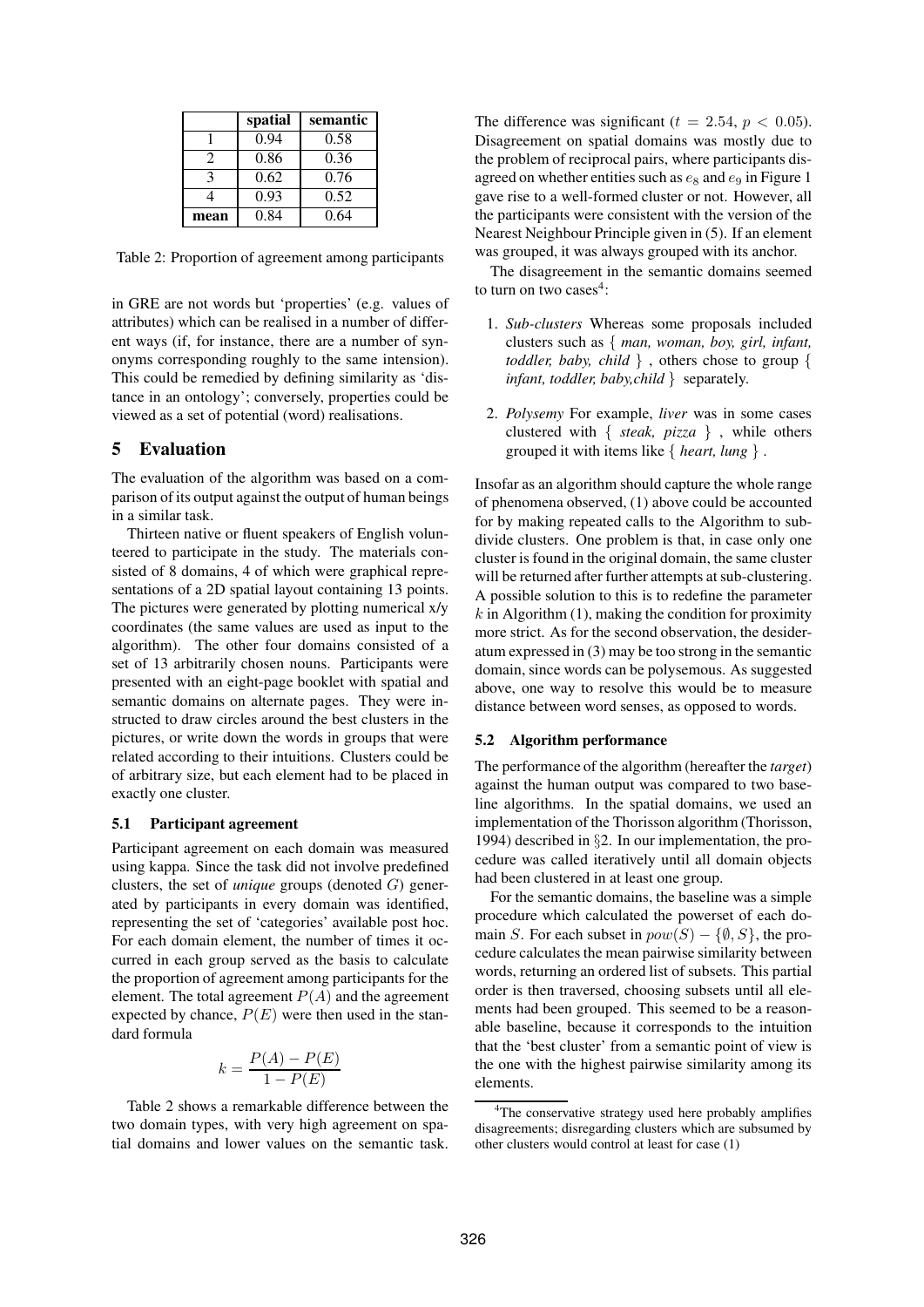|  | spatial | semantic |
|---|---|---|
| 1 | 0.94 | 0.58 |
| 2 | 0.86 | 0.36 |
| 3 | 0.62 | 0.76 |
| 4 | 0.93 | 0.52 |
| **mean** | 0.84 | 0.64 |

Table 2: Proportion of agreement among participants

in GRE are not words but 'properties' (e.g. values of attributes) which can be realised in a number of different ways (if, for instance, there are a number of synonyms corresponding roughly to the same intension). This could be remedied by defining similarity as 'distance in an ontology'; conversely, properties could be viewed as a set of potential (word) realisations.

## 5 Evaluation

The evaluation of the algorithm was based on a comparison of its output against the output of human beings in a similar task.

Thirteen native or fluent speakers of English volunteered to participate in the study. The materials consisted of 8 domains, 4 of which were graphical representations of a 2D spatial layout containing 13 points. The pictures were generated by plotting numerical x/y coordinates (the same values are used as input to the algorithm). The other four domains consisted of a set of 13 arbitrarily chosen nouns. Participants were presented with an eight-page booklet with spatial and semantic domains on alternate pages. They were instructed to draw circles around the best clusters in the pictures, or write down the words in groups that were related according to their intuitions. Clusters could be of arbitrary size, but each element had to be placed in exactly one cluster.

### 5.1 Participant agreement

Participant agreement on each domain was measured using kappa. Since the task did not involve predefined clusters, the set of *unique* groups (denoted $G$) generated by participants in every domain was identified, representing the set of 'categories' available post hoc. For each domain element, the number of times it occurred in each group served as the basis to calculate the proportion of agreement among participants for the element. The total agreement $P(A)$ and the agreement expected by chance, $P(E)$ were then used in the standard formula

$$k = \frac{P(A) - P(E)}{1 - P(E)}$$

Table 2 shows a remarkable difference between the two domain types, with very high agreement on spatial domains and lower values on the semantic task. The difference was significant ($t = 2.54$, $p < 0.05$). Disagreement on spatial domains was mostly due to the problem of reciprocal pairs, where participants disagreed on whether entities such as $e_8$ and $e_9$ in Figure 1 gave rise to a well-formed cluster or not. However, all the participants were consistent with the version of the Nearest Neighbour Principle given in (5). If an element was grouped, it was always grouped with its anchor.

The disagreement in the semantic domains seemed to turn on two cases[4]:

1. *Sub-clusters* Whereas some proposals included clusters such as { *man, woman, boy, girl, infant, toddler, baby, child* } , others chose to group { *infant, toddler, baby,child* } separately.
2. *Polysemy* For example, *liver* was in some cases clustered with { *steak, pizza* } , while others grouped it with items like { *heart, lung* } .

Insofar as an algorithm should capture the whole range of phenomena observed, (1) above could be accounted for by making repeated calls to the Algorithm to subdivide clusters. One problem is that, in case only one cluster is found in the original domain, the same cluster will be returned after further attempts at sub-clustering. A possible solution to this is to redefine the parameter $k$ in Algorithm (1), making the condition for proximity more strict. As for the second observation, the desideratum expressed in (3) may be too strong in the semantic domain, since words can be polysemous. As suggested above, one way to resolve this would be to measure distance between word senses, as opposed to words.

### 5.2 Algorithm performance

The performance of the algorithm (hereafter the *target*) against the human output was compared to two baseline algorithms. In the spatial domains, we used an implementation of the Thorisson algorithm (Thorisson, 1994) described in §2. In our implementation, the procedure was called iteratively until all domain objects had been clustered in at least one group.

For the semantic domains, the baseline was a simple procedure which calculated the powerset of each domain $S$. For each subset in $pow(S) - \{\emptyset, S\}$, the procedure calculates the mean pairwise similarity between words, returning an ordered list of subsets. This partial order is then traversed, choosing subsets until all elements had been grouped. This seemed to be a reasonable baseline, because it corresponds to the intuition that the 'best cluster' from a semantic point of view is the one with the highest pairwise similarity among its elements.

[4] The conservative strategy used here probably amplifies disagreements; disregarding clusters which are subsumed by other clusters would control at least for case (1)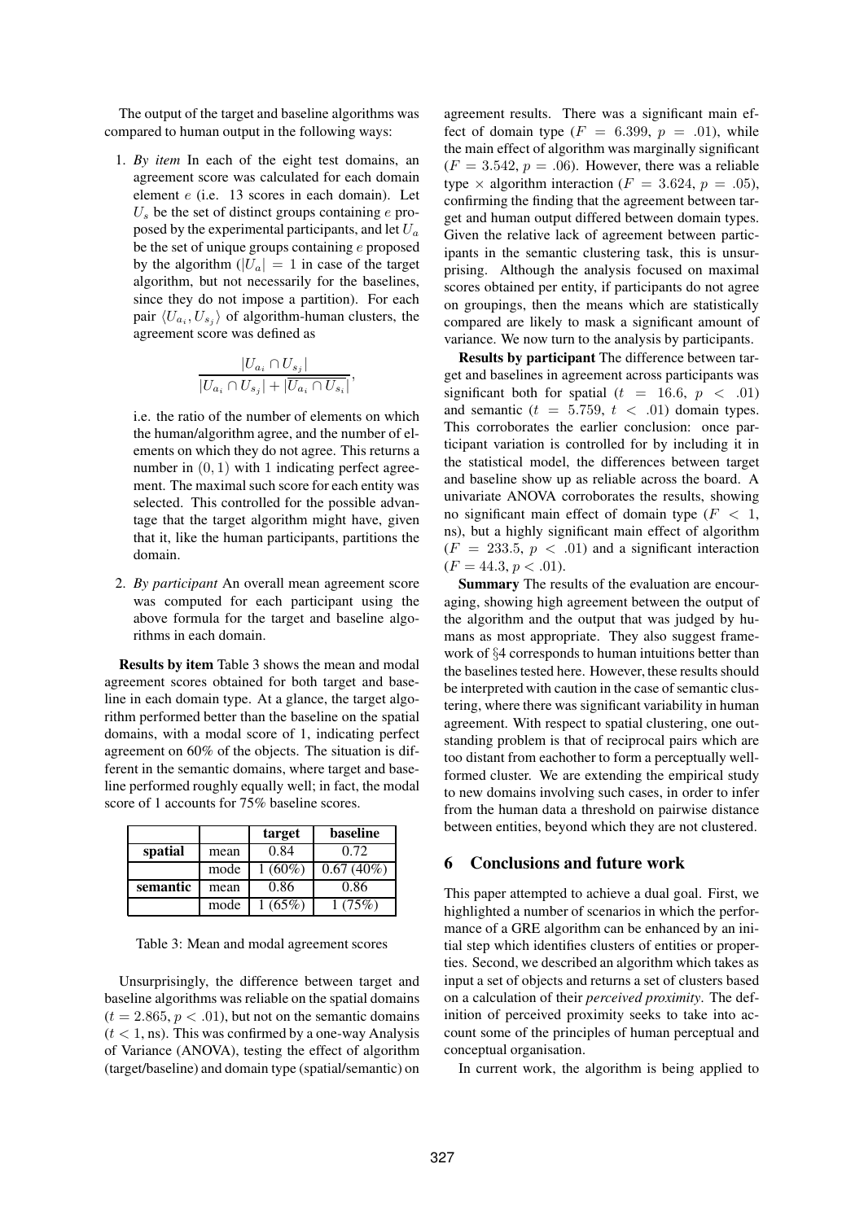The output of the target and baseline algorithms was compared to human output in the following ways:

1. *By item* In each of the eight test domains, an agreement score was calculated for each domain element $e$ (i.e. 13 scores in each domain). Let $U_s$ be the set of distinct groups containing $e$ proposed by the experimental participants, and let $U_a$ be the set of unique groups containing $e$ proposed by the algorithm ($|U_a| = 1$ in case of the target algorithm, but not necessarily for the baselines, since they do not impose a partition). For each pair $\langle U_{a_i}, U_{s_j} \rangle$ of algorithm-human clusters, the agreement score was defined as

$$\frac{|U_{a_i} \cap U_{s_j}|}{|U_{a_i} \cap U_{s_j}| + |\overline{U_{a_i} \cap U_{s_i}}|},$$

   i.e. the ratio of the number of elements on which the human/algorithm agree, and the number of elements on which they do not agree. This returns a number in $(0, 1)$ with 1 indicating perfect agreement. The maximal such score for each entity was selected. This controlled for the possible advantage that the target algorithm might have, given that it, like the human participants, partitions the domain.

2. *By participant* An overall mean agreement score was computed for each participant using the above formula for the target and baseline algorithms in each domain.

**Results by item** Table 3 shows the mean and modal agreement scores obtained for both target and baseline in each domain type. At a glance, the target algorithm performed better than the baseline on the spatial domains, with a modal score of 1, indicating perfect agreement on 60% of the objects. The situation is different in the semantic domains, where target and baseline performed roughly equally well; in fact, the modal score of 1 accounts for 75% baseline scores.

| | | **target** | **baseline** |
|---|---|---|---|
| **spatial** | mean | 0.84 | 0.72 |
| | mode | 1 (60%) | 0.67 (40%) |
| **semantic** | mean | 0.86 | 0.86 |
| | mode | 1 (65%) | 1 (75%) |

Table 3: Mean and modal agreement scores

Unsurprisingly, the difference between target and baseline algorithms was reliable on the spatial domains ($t = 2.865, p < .01$), but not on the semantic domains ($t < 1$, ns). This was confirmed by a one-way Analysis of Variance (ANOVA), testing the effect of algorithm (target/baseline) and domain type (spatial/semantic) on agreement results. There was a significant main effect of domain type ($F = 6.399$, $p = .01$), while the main effect of algorithm was marginally significant ($F = 3.542$, $p = .06$). However, there was a reliable type × algorithm interaction ($F = 3.624$, $p = .05$), confirming the finding that the agreement between target and human output differed between domain types. Given the relative lack of agreement between participants in the semantic clustering task, this is unsurprising. Although the analysis focused on maximal scores obtained per entity, if participants do not agree on groupings, then the means which are statistically compared are likely to mask a significant amount of variance. We now turn to the analysis by participants.

**Results by participant** The difference between target and baselines in agreement across participants was significant both for spatial ($t = 16.6$, $p < .01$) and semantic ($t = 5.759$, $t < .01$) domain types. This corroborates the earlier conclusion: once participant variation is controlled for by including it in the statistical model, the differences between target and baseline show up as reliable across the board. A univariate ANOVA corroborates the results, showing no significant main effect of domain type ($F < 1$, ns), but a highly significant main effect of algorithm ($F = 233.5$, $p < .01$) and a significant interaction ($F = 44.3, p < .01$).

**Summary** The results of the evaluation are encouraging, showing high agreement between the output of the algorithm and the output that was judged by humans as most appropriate. They also suggest framework of §4 corresponds to human intuitions better than the baselines tested here. However, these results should be interpreted with caution in the case of semantic clustering, where there was significant variability in human agreement. With respect to spatial clustering, one outstanding problem is that of reciprocal pairs which are too distant from eachother to form a perceptually well-formed cluster. We are extending the empirical study to new domains involving such cases, in order to infer from the human data a threshold on pairwise distance between entities, beyond which they are not clustered.

## 6 Conclusions and future work

This paper attempted to achieve a dual goal. First, we highlighted a number of scenarios in which the performance of a GRE algorithm can be enhanced by an initial step which identifies clusters of entities or properties. Second, we described an algorithm which takes as input a set of objects and returns a set of clusters based on a calculation of their *perceived proximity*. The definition of perceived proximity seeks to take into account some of the principles of human perceptual and conceptual organisation.

In current work, the algorithm is being applied to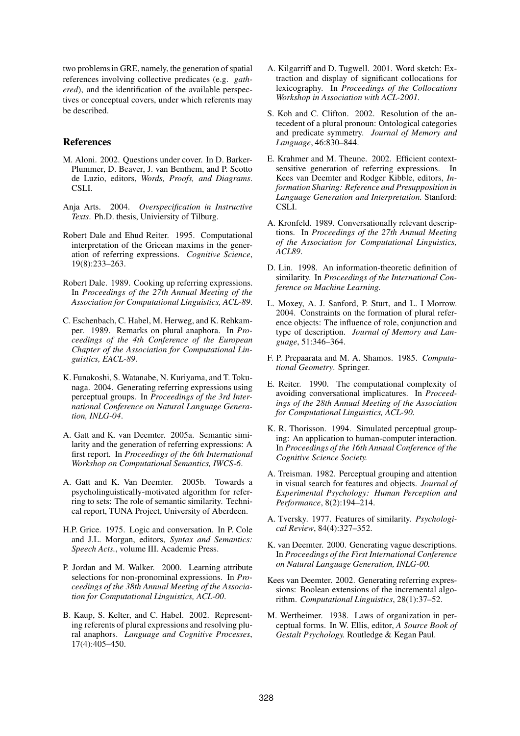two problems in GRE, namely, the generation of spatial references involving collective predicates (e.g. *gathered*), and the identification of the available perspectives or conceptual covers, under which referents may be described.

## References

M. Aloni. 2002. Questions under cover. In D. Barker-Plummer, D. Beaver, J. van Benthem, and P. Scotto de Luzio, editors, *Words, Proofs, and Diagrams*. CSLI.

Anja Arts. 2004. *Overspecification in Instructive Texts*. Ph.D. thesis, Univiersity of Tilburg.

Robert Dale and Ehud Reiter. 1995. Computational interpretation of the Gricean maxims in the generation of referring expressions. *Cognitive Science*, 19(8):233–263.

Robert Dale. 1989. Cooking up referring expressions. In *Proceedings of the 27th Annual Meeting of the Association for Computational Linguistics, ACL-89*.

C. Eschenbach, C. Habel, M. Herweg, and K. Rehkamper. 1989. Remarks on plural anaphora. In *Proceedings of the 4th Conference of the European Chapter of the Association for Computational Linguistics, EACL-89*.

K. Funakoshi, S. Watanabe, N. Kuriyama, and T. Tokunaga. 2004. Generating referring expressions using perceptual groups. In *Proceedings of the 3rd International Conference on Natural Language Generation, INLG-04*.

A. Gatt and K. van Deemter. 2005a. Semantic similarity and the generation of referring expressions: A first report. In *Proceedings of the 6th International Workshop on Computational Semantics, IWCS-6*.

A. Gatt and K. Van Deemter. 2005b. Towards a psycholinguistically-motivated algorithm for referring to sets: The role of semantic similarity. Technical report, TUNA Project, University of Aberdeen.

H.P. Grice. 1975. Logic and conversation. In P. Cole and J.L. Morgan, editors, *Syntax and Semantics: Speech Acts.*, volume III. Academic Press.

P. Jordan and M. Walker. 2000. Learning attribute selections for non-pronominal expressions. In *Proceedings of the 38th Annual Meeting of the Association for Computational Linguistics, ACL-00*.

B. Kaup, S. Kelter, and C. Habel. 2002. Representing referents of plural expressions and resolving plural anaphors. *Language and Cognitive Processes*, 17(4):405–450.

A. Kilgarriff and D. Tugwell. 2001. Word sketch: Extraction and display of significant collocations for lexicography. In *Proceedings of the Collocations Workshop in Association with ACL-2001*.

S. Koh and C. Clifton. 2002. Resolution of the antecedent of a plural pronoun: Ontological categories and predicate symmetry. *Journal of Memory and Language*, 46:830–844.

E. Krahmer and M. Theune. 2002. Efficient context-sensitive generation of referring expressions. In Kees van Deemter and Rodger Kibble, editors, *Information Sharing: Reference and Presupposition in Language Generation and Interpretation.* Stanford: CSLI.

A. Kronfeld. 1989. Conversationally relevant descriptions. In *Proceedings of the 27th Annual Meeting of the Association for Computational Linguistics, ACL89*.

D. Lin. 1998. An information-theoretic definition of similarity. In *Proceedings of the International Conference on Machine Learning.*

L. Moxey, A. J. Sanford, P. Sturt, and L. I Morrow. 2004. Constraints on the formation of plural reference objects: The influence of role, conjunction and type of description. *Journal of Memory and Language*, 51:346–364.

F. P. Prepaarata and M. A. Shamos. 1985. *Computational Geometry*. Springer.

E. Reiter. 1990. The computational complexity of avoiding conversational implicatures. In *Proceedings of the 28th Annual Meeting of the Association for Computational Linguistics, ACL-90.*

K. R. Thorisson. 1994. Simulated perceptual grouping: An application to human-computer interaction. In *Proceedings of the 16th Annual Conference of the Cognitive Science Society.*

A. Treisman. 1982. Perceptual grouping and attention in visual search for features and objects. *Journal of Experimental Psychology: Human Perception and Performance*, 8(2):194–214.

A. Tversky. 1977. Features of similarity. *Psychological Review*, 84(4):327–352.

K. van Deemter. 2000. Generating vague descriptions. In *Proceedings of the First International Conference on Natural Language Generation, INLG00.*

Kees van Deemter. 2002. Generating referring expressions: Boolean extensions of the incremental algorithm. *Computational Linguistics*, 28(1):37–52.

M. Wertheimer. 1938. Laws of organization in perceptual forms. In W. Ellis, editor, *A Source Book of Gestalt Psychology.* Routledge & Kegan Paul.